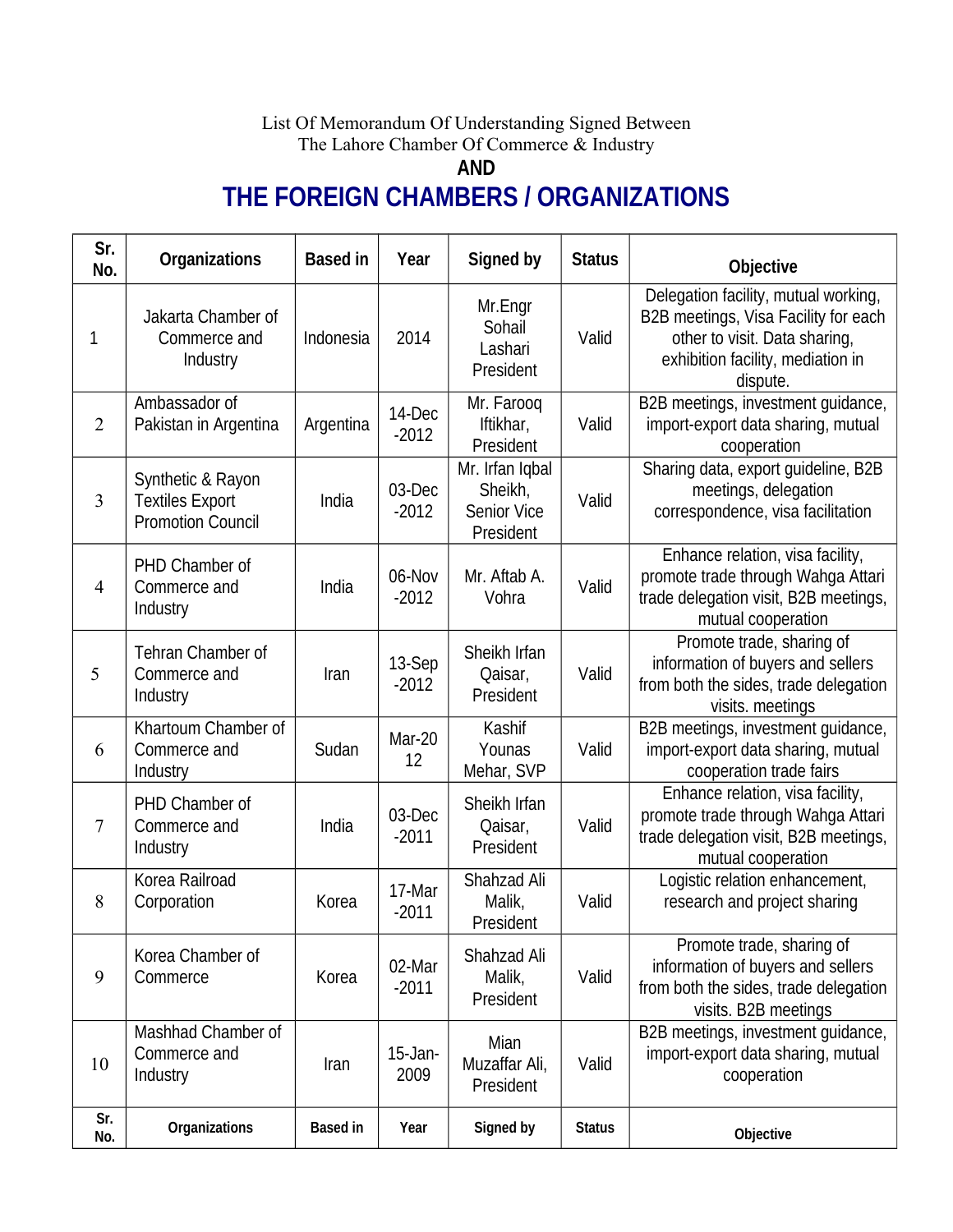List Of Memorandum Of Understanding Signed Between
The Lahore Chamber Of Commerce & Industry

**AND**

# THE FOREIGN CHAMBERS / ORGANIZATIONS

| Sr. No. | Organizations | Based in | Year | Signed by | Status | Objective |
|---|---|---|---|---|---|---|
| 1 | Jakarta Chamber of Commerce and Industry | Indonesia | 2014 | Mr.Engr Sohail Lashari President | Valid | Delegation facility, mutual working, B2B meetings, Visa Facility for each other to visit. Data sharing, exhibition facility, mediation in dispute. |
| 2 | Ambassador of Pakistan in Argentina | Argentina | 14-Dec -2012 | Mr. Farooq Iftikhar, President | Valid | B2B meetings, investment guidance, import-export data sharing, mutual cooperation |
| 3 | Synthetic & Rayon Textiles Export Promotion Council | India | 03-Dec -2012 | Mr. Irfan Iqbal Sheikh, Senior Vice President | Valid | Sharing data, export guideline, B2B meetings, delegation correspondence, visa facilitation |
| 4 | PHD Chamber of Commerce and Industry | India | 06-Nov -2012 | Mr. Aftab A. Vohra | Valid | Enhance relation, visa facility, promote trade through Wahga Attari trade delegation visit, B2B meetings, mutual cooperation |
| 5 | Tehran Chamber of Commerce and Industry | Iran | 13-Sep -2012 | Sheikh Irfan Qaisar, President | Valid | Promote trade, sharing of information of buyers and sellers from both the sides, trade delegation visits. meetings |
| 6 | Khartoum Chamber of Commerce and Industry | Sudan | Mar-20 12 | Kashif Younas Mehar, SVP | Valid | B2B meetings, investment guidance, import-export data sharing, mutual cooperation trade fairs |
| 7 | PHD Chamber of Commerce and Industry | India | 03-Dec -2011 | Sheikh Irfan Qaisar, President | Valid | Enhance relation, visa facility, promote trade through Wahga Attari trade delegation visit, B2B meetings, mutual cooperation |
| 8 | Korea Railroad Corporation | Korea | 17-Mar -2011 | Shahzad Ali Malik, President | Valid | Logistic relation enhancement, research and project sharing |
| 9 | Korea Chamber of Commerce | Korea | 02-Mar -2011 | Shahzad Ali Malik, President | Valid | Promote trade, sharing of information of buyers and sellers from both the sides, trade delegation visits. B2B meetings |
| 10 | Mashhad Chamber of Commerce and Industry | Iran | 15-Jan-2009 | Mian Muzaffar Ali, President | Valid | B2B meetings, investment guidance, import-export data sharing, mutual cooperation |
| Sr. No. | Organizations | Based in | Year | Signed by | Status | Objective |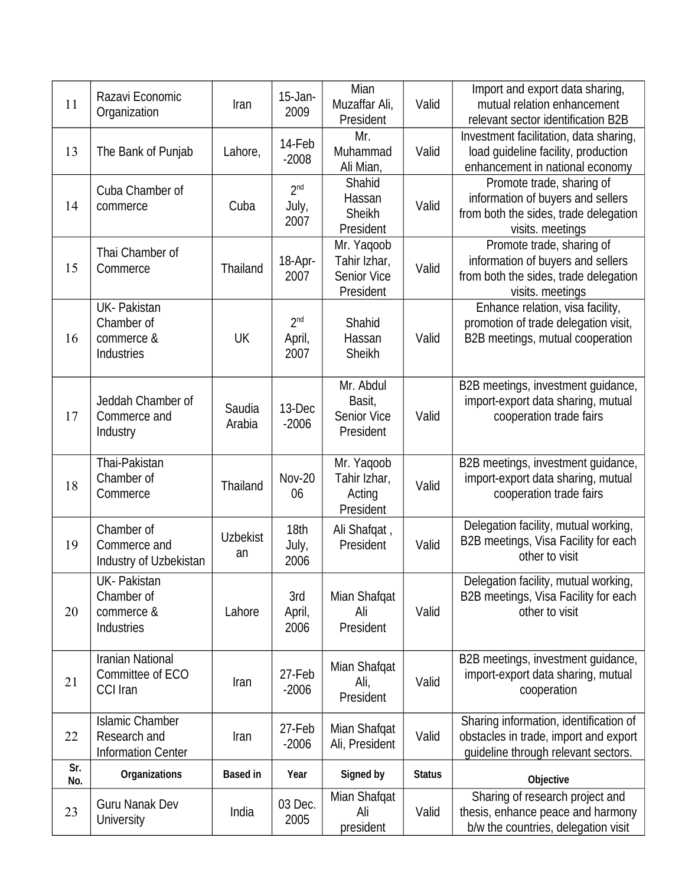| 11 | Razavi Economic Organization | Iran | 15-Jan-2009 | Mian Muzaffar Ali, President | Valid | Import and export data sharing, mutual relation enhancement relevant sector identification B2B |
|---|---|---|---|---|---|---|
| 13 | The Bank of Punjab | Lahore, | 14-Feb-2008 | Mr. Muhammad Ali Mian, | Valid | Investment facilitation, data sharing, load guideline facility, production enhancement in national economy |
| 14 | Cuba Chamber of commerce | Cuba | 2nd July, 2007 | Shahid Hassan Sheikh President | Valid | Promote trade, sharing of information of buyers and sellers from both the sides, trade delegation visits. meetings |
| 15 | Thai Chamber of Commerce | Thailand | 18-Apr-2007 | Mr. Yaqoob Tahir Izhar, Senior Vice President | Valid | Promote trade, sharing of information of buyers and sellers from both the sides, trade delegation visits. meetings |
| 16 | UK- Pakistan Chamber of commerce & Industries | UK | 2nd April, 2007 | Shahid Hassan Sheikh | Valid | Enhance relation, visa facility, promotion of trade delegation visit, B2B meetings, mutual cooperation |
| 17 | Jeddah Chamber of Commerce and Industry | Saudia Arabia | 13-Dec-2006 | Mr. Abdul Basit, Senior Vice President | Valid | B2B meetings, investment guidance, import-export data sharing, mutual cooperation trade fairs |
| 18 | Thai-Pakistan Chamber of Commerce | Thailand | Nov-2006 | Mr. Yaqoob Tahir Izhar, Acting President | Valid | B2B meetings, investment guidance, import-export data sharing, mutual cooperation trade fairs |
| 19 | Chamber of Commerce and Industry of Uzbekistan | Uzbekistan | 18th July, 2006 | Ali Shafqat , President | Valid | Delegation facility, mutual working, B2B meetings, Visa Facility for each other to visit |
| 20 | UK- Pakistan Chamber of commerce & Industries | Lahore | 3rd April, 2006 | Mian Shafqat Ali President | Valid | Delegation facility, mutual working, B2B meetings, Visa Facility for each other to visit |
| 21 | Iranian National Committee of ECO CCI Iran | Iran | 27-Feb-2006 | Mian Shafqat Ali, President | Valid | B2B meetings, investment guidance, import-export data sharing, mutual cooperation |
| 22 | Islamic Chamber Research and Information Center | Iran | 27-Feb-2006 | Mian Shafqat Ali, President | Valid | Sharing information, identification of obstacles in trade, import and export guideline through relevant sectors. |
| **Sr. No.** | **Organizations** | **Based in** | **Year** | **Signed by** | **Status** | **Objective** |
| 23 | Guru Nanak Dev University | India | 03 Dec. 2005 | Mian Shafqat Ali president | Valid | Sharing of research project and thesis, enhance peace and harmony b/w the countries, delegation visit |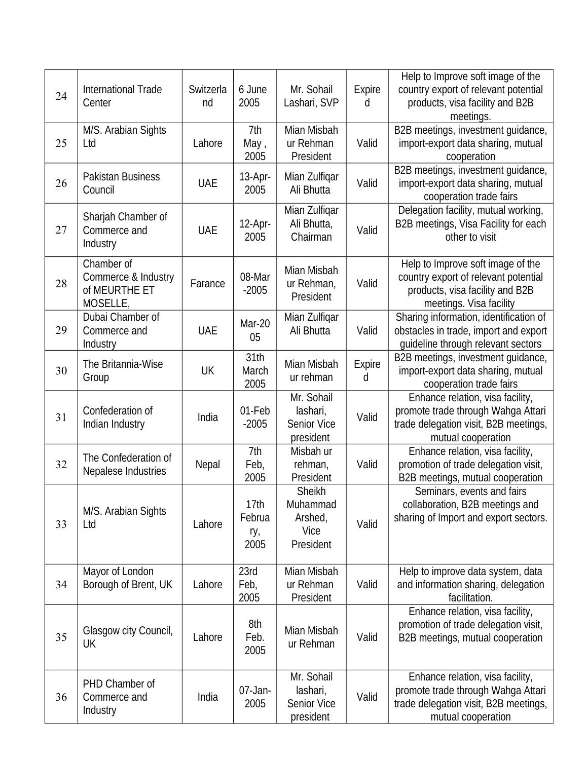| 24 | International Trade Center | Switzerland | 6 June 2005 | Mr. Sohail Lashari, SVP | Expired | Help to Improve soft image of the country export of relevant potential products, visa facility and B2B meetings. |
|---|---|---|---|---|---|---|
| 25 | M/S. Arabian Sights Ltd | Lahore | 7th May , 2005 | Mian Misbah ur Rehman President | Valid | B2B meetings, investment guidance, import-export data sharing, mutual cooperation |
| 26 | Pakistan Business Council | UAE | 13-Apr-2005 | Mian Zulfiqar Ali Bhutta | Valid | B2B meetings, investment guidance, import-export data sharing, mutual cooperation trade fairs |
| 27 | Sharjah Chamber of Commerce and Industry | UAE | 12-Apr-2005 | Mian Zulfiqar Ali Bhutta, Chairman | Valid | Delegation facility, mutual working, B2B meetings, Visa Facility for each other to visit |
| 28 | Chamber of Commerce & Industry of MEURTHE ET MOSELLE, | Farance | 08-Mar-2005 | Mian Misbah ur Rehman, President | Valid | Help to Improve soft image of the country export of relevant potential products, visa facility and B2B meetings. Visa facility |
| 29 | Dubai Chamber of Commerce and Industry | UAE | Mar-2005 | Mian Zulfiqar Ali Bhutta | Valid | Sharing information, identification of obstacles in trade, import and export guideline through relevant sectors |
| 30 | The Britannia-Wise Group | UK | 31th March 2005 | Mian Misbah ur rehman | Expired | B2B meetings, investment guidance, import-export data sharing, mutual cooperation trade fairs |
| 31 | Confederation of Indian Industry | India | 01-Feb-2005 | Mr. Sohail lashari, Senior Vice president | Valid | Enhance relation, visa facility, promote trade through Wahga Attari trade delegation visit, B2B meetings, mutual cooperation |
| 32 | The Confederation of Nepalese Industries | Nepal | 7th Feb, 2005 | Misbah ur rehman, President | Valid | Enhance relation, visa facility, promotion of trade delegation visit, B2B meetings, mutual cooperation |
| 33 | M/S. Arabian Sights Ltd | Lahore | 17th February, 2005 | Sheikh Muhammad Arshed, Vice President | Valid | Seminars, events and fairs collaboration, B2B meetings and sharing of Import and export sectors. |
| 34 | Mayor of London Borough of Brent, UK | Lahore | 23rd Feb, 2005 | Mian Misbah ur Rehman President | Valid | Help to improve data system, data and information sharing, delegation facilitation. |
| 35 | Glasgow city Council, UK | Lahore | 8th Feb. 2005 | Mian Misbah ur Rehman | Valid | Enhance relation, visa facility, promotion of trade delegation visit, B2B meetings, mutual cooperation |
| 36 | PHD Chamber of Commerce and Industry | India | 07-Jan-2005 | Mr. Sohail lashari, Senior Vice president | Valid | Enhance relation, visa facility, promote trade through Wahga Attari trade delegation visit, B2B meetings, mutual cooperation |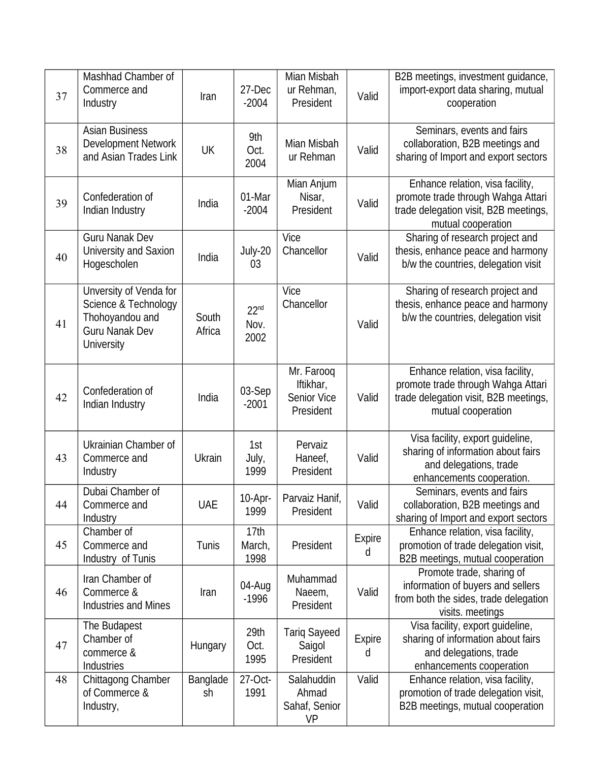| 37 | Mashhad Chamber of Commerce and Industry | Iran | 27-Dec -2004 | Mian Misbah ur Rehman, President | Valid | B2B meetings, investment guidance, import-export data sharing, mutual cooperation |
|---|---|---|---|---|---|---|
| 38 | Asian Business Development Network and Asian Trades Link | UK | 9th Oct. 2004 | Mian Misbah ur Rehman | Valid | Seminars, events and fairs collaboration, B2B meetings and sharing of Import and export sectors |
| 39 | Confederation of Indian Industry | India | 01-Mar -2004 | Mian Anjum Nisar, President | Valid | Enhance relation, visa facility, promote trade through Wahga Attari trade delegation visit, B2B meetings, mutual cooperation |
| 40 | Guru Nanak Dev University and Saxion Hogescholen | India | July-20 03 | Vice Chancellor | Valid | Sharing of research project and thesis, enhance peace and harmony b/w the countries, delegation visit |
| 41 | Unversity of Venda for Science & Technology Thohoyandou and Guru Nanak Dev University | South Africa | 22nd Nov. 2002 | Vice Chancellor | Valid | Sharing of research project and thesis, enhance peace and harmony b/w the countries, delegation visit |
| 42 | Confederation of Indian Industry | India | 03-Sep -2001 | Mr. Farooq Iftikhar, Senior Vice President | Valid | Enhance relation, visa facility, promote trade through Wahga Attari trade delegation visit, B2B meetings, mutual cooperation |
| 43 | Ukrainian Chamber of Commerce and Industry | Ukrain | 1st July, 1999 | Pervaiz Haneef, President | Valid | Visa facility, export guideline, sharing of information about fairs and delegations, trade enhancements cooperation. |
| 44 | Dubai Chamber of Commerce and Industry | UAE | 10-Apr-1999 | Parvaiz Hanif, President | Valid | Seminars, events and fairs collaboration, B2B meetings and sharing of Import and export sectors |
| 45 | Chamber of Commerce and Industry of Tunis | Tunis | 17th March, 1998 | President | Expired | Enhance relation, visa facility, promotion of trade delegation visit, B2B meetings, mutual cooperation |
| 46 | Iran Chamber of Commerce & Industries and Mines | Iran | 04-Aug -1996 | Muhammad Naeem, President | Valid | Promote trade, sharing of information of buyers and sellers from both the sides, trade delegation visits. meetings |
| 47 | The Budapest Chamber of commerce & Industries | Hungary | 29th Oct. 1995 | Tariq Sayeed Saigol President | Expired | Visa facility, export guideline, sharing of information about fairs and delegations, trade enhancements cooperation |
| 48 | Chittagong Chamber of Commerce & Industry, | Bangladesh | 27-Oct-1991 | Salahuddin Ahmad Sahaf, Senior VP | Valid | Enhance relation, visa facility, promotion of trade delegation visit, B2B meetings, mutual cooperation |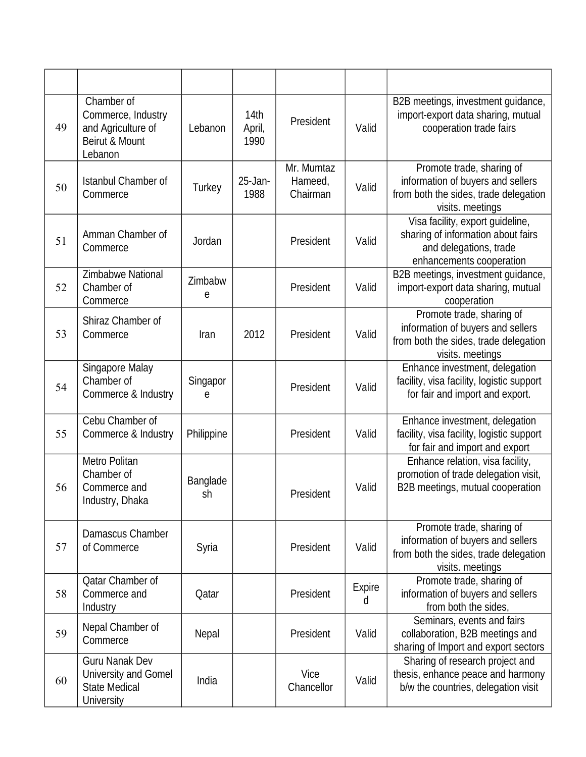| | | | | | | |
|---|---|---|---|---|---|---|
| 49 | Chamber of Commerce, Industry and Agriculture of Beirut & Mount Lebanon | Lebanon | 14th April, 1990 | President | Valid | B2B meetings, investment guidance, import-export data sharing, mutual cooperation trade fairs |
| 50 | Istanbul Chamber of Commerce | Turkey | 25-Jan-1988 | Mr. Mumtaz Hameed, Chairman | Valid | Promote trade, sharing of information of buyers and sellers from both the sides, trade delegation visits. meetings |
| 51 | Amman Chamber of Commerce | Jordan | | President | Valid | Visa facility, export guideline, sharing of information about fairs and delegations, trade enhancements cooperation |
| 52 | Zimbabwe National Chamber of Commerce | Zimbabwe | | President | Valid | B2B meetings, investment guidance, import-export data sharing, mutual cooperation |
| 53 | Shiraz Chamber of Commerce | Iran | 2012 | President | Valid | Promote trade, sharing of information of buyers and sellers from both the sides, trade delegation visits. meetings |
| 54 | Singapore Malay Chamber of Commerce & Industry | Singapore | | President | Valid | Enhance investment, delegation facility, visa facility, logistic support for fair and import and export. |
| 55 | Cebu Chamber of Commerce & Industry | Philippine | | President | Valid | Enhance investment, delegation facility, visa facility, logistic support for fair and import and export |
| 56 | Metro Politan Chamber of Commerce and Industry, Dhaka | Bangladesh | | President | Valid | Enhance relation, visa facility, promotion of trade delegation visit, B2B meetings, mutual cooperation |
| 57 | Damascus Chamber of Commerce | Syria | | President | Valid | Promote trade, sharing of information of buyers and sellers from both the sides, trade delegation visits. meetings |
| 58 | Qatar Chamber of Commerce and Industry | Qatar | | President | Expired | Promote trade, sharing of information of buyers and sellers from both the sides, |
| 59 | Nepal Chamber of Commerce | Nepal | | President | Valid | Seminars, events and fairs collaboration, B2B meetings and sharing of Import and export sectors |
| 60 | Guru Nanak Dev University and Gomel State Medical University | India | | Vice Chancellor | Valid | Sharing of research project and thesis, enhance peace and harmony b/w the countries, delegation visit |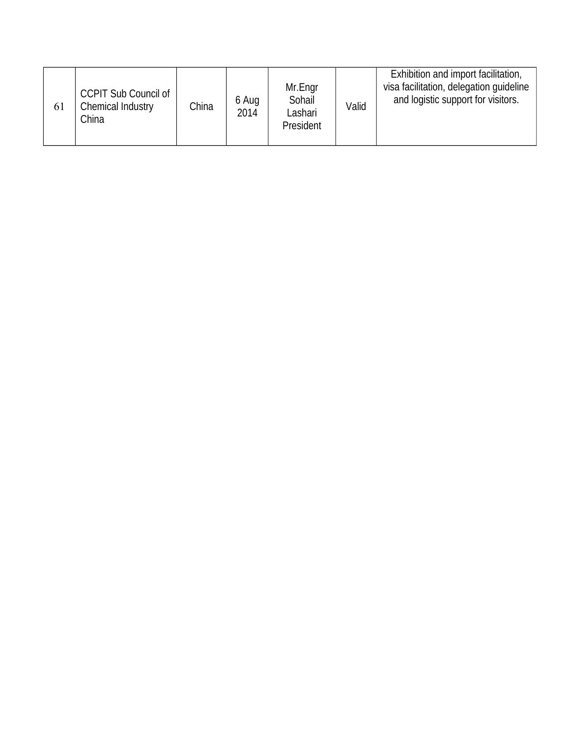| | | | | | | |
|---|---|---|---|---|---|---|
| 61 | CCPIT Sub Council of Chemical Industry China | China | 6 Aug 2014 | Mr.Engr Sohail Lashari President | Valid | Exhibition and import facilitation, visa facilitation, delegation guideline and logistic support for visitors. |